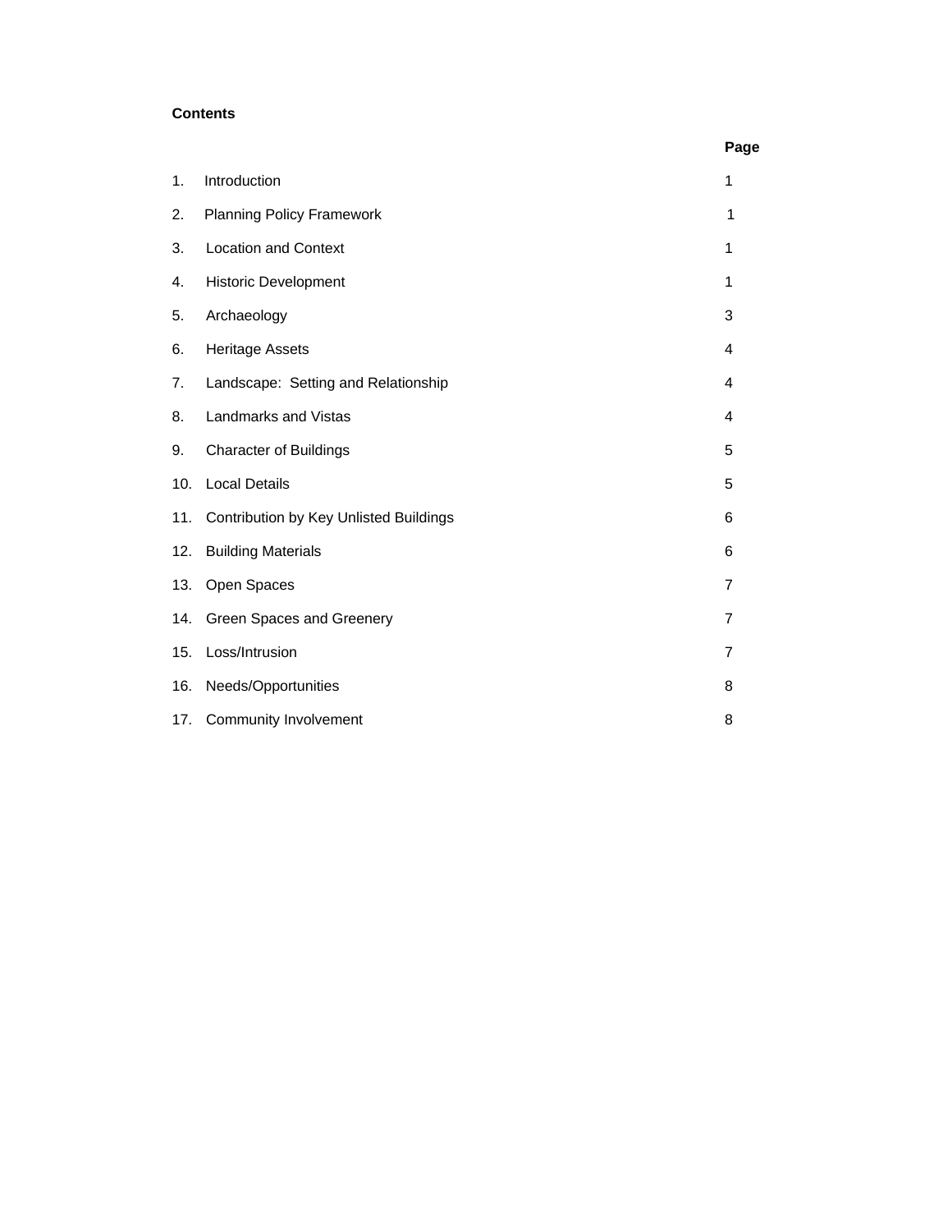**Contents**

| | | Page |
|---|---|---|
| 1. | Introduction | 1 |
| 2. | Planning Policy Framework | 1 |
| 3. | Location and Context | 1 |
| 4. | Historic Development | 1 |
| 5. | Archaeology | 3 |
| 6. | Heritage Assets | 4 |
| 7. | Landscape: Setting and Relationship | 4 |
| 8. | Landmarks and Vistas | 4 |
| 9. | Character of Buildings | 5 |
| 10. | Local Details | 5 |
| 11. | Contribution by Key Unlisted Buildings | 6 |
| 12. | Building Materials | 6 |
| 13. | Open Spaces | 7 |
| 14. | Green Spaces and Greenery | 7 |
| 15. | Loss/Intrusion | 7 |
| 16. | Needs/Opportunities | 8 |
| 17. | Community Involvement | 8 |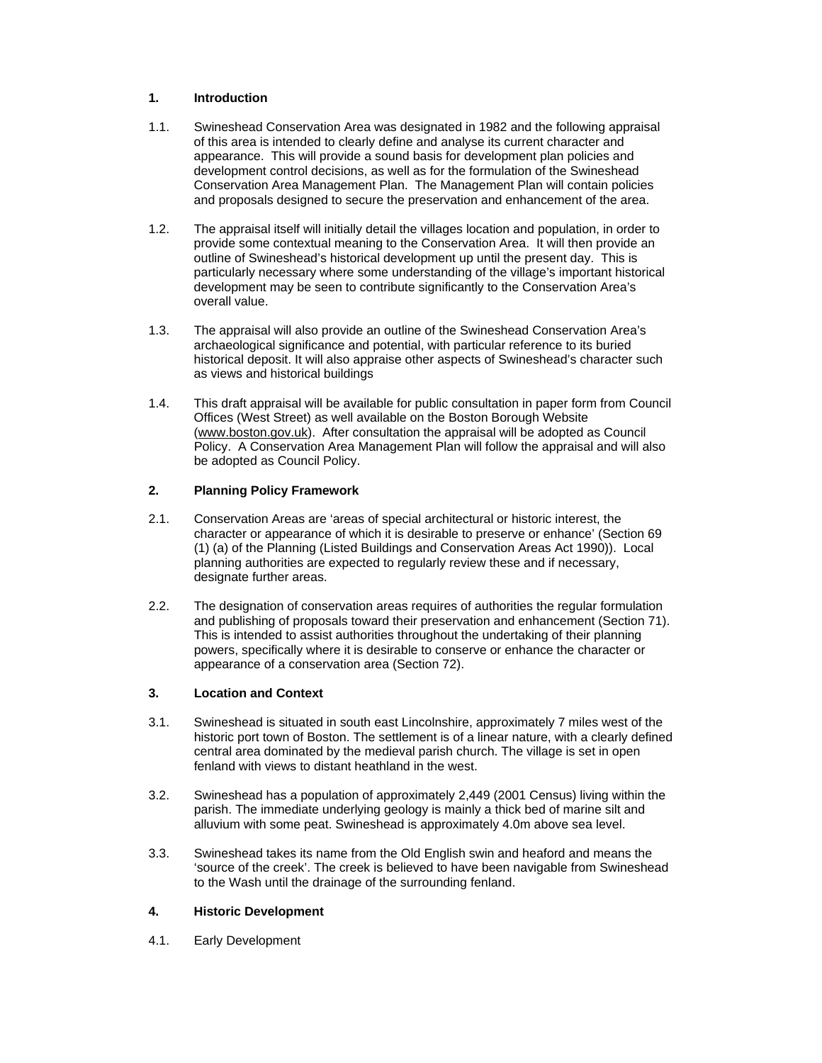## 1. Introduction

1.1. Swineshead Conservation Area was designated in 1982 and the following appraisal of this area is intended to clearly define and analyse its current character and appearance. This will provide a sound basis for development plan policies and development control decisions, as well as for the formulation of the Swineshead Conservation Area Management Plan. The Management Plan will contain policies and proposals designed to secure the preservation and enhancement of the area.

1.2. The appraisal itself will initially detail the villages location and population, in order to provide some contextual meaning to the Conservation Area. It will then provide an outline of Swineshead's historical development up until the present day. This is particularly necessary where some understanding of the village's important historical development may be seen to contribute significantly to the Conservation Area's overall value.

1.3. The appraisal will also provide an outline of the Swineshead Conservation Area's archaeological significance and potential, with particular reference to its buried historical deposit. It will also appraise other aspects of Swineshead's character such as views and historical buildings

1.4. This draft appraisal will be available for public consultation in paper form from Council Offices (West Street) as well available on the Boston Borough Website (www.boston.gov.uk). After consultation the appraisal will be adopted as Council Policy. A Conservation Area Management Plan will follow the appraisal and will also be adopted as Council Policy.

## 2. Planning Policy Framework

2.1. Conservation Areas are 'areas of special architectural or historic interest, the character or appearance of which it is desirable to preserve or enhance' (Section 69 (1) (a) of the Planning (Listed Buildings and Conservation Areas Act 1990)). Local planning authorities are expected to regularly review these and if necessary, designate further areas.

2.2. The designation of conservation areas requires of authorities the regular formulation and publishing of proposals toward their preservation and enhancement (Section 71). This is intended to assist authorities throughout the undertaking of their planning powers, specifically where it is desirable to conserve or enhance the character or appearance of a conservation area (Section 72).

## 3. Location and Context

3.1. Swineshead is situated in south east Lincolnshire, approximately 7 miles west of the historic port town of Boston. The settlement is of a linear nature, with a clearly defined central area dominated by the medieval parish church. The village is set in open fenland with views to distant heathland in the west.

3.2. Swineshead has a population of approximately 2,449 (2001 Census) living within the parish. The immediate underlying geology is mainly a thick bed of marine silt and alluvium with some peat. Swineshead is approximately 4.0m above sea level.

3.3. Swineshead takes its name from the Old English swin and heaford and means the 'source of the creek'. The creek is believed to have been navigable from Swineshead to the Wash until the drainage of the surrounding fenland.

## 4. Historic Development

4.1. Early Development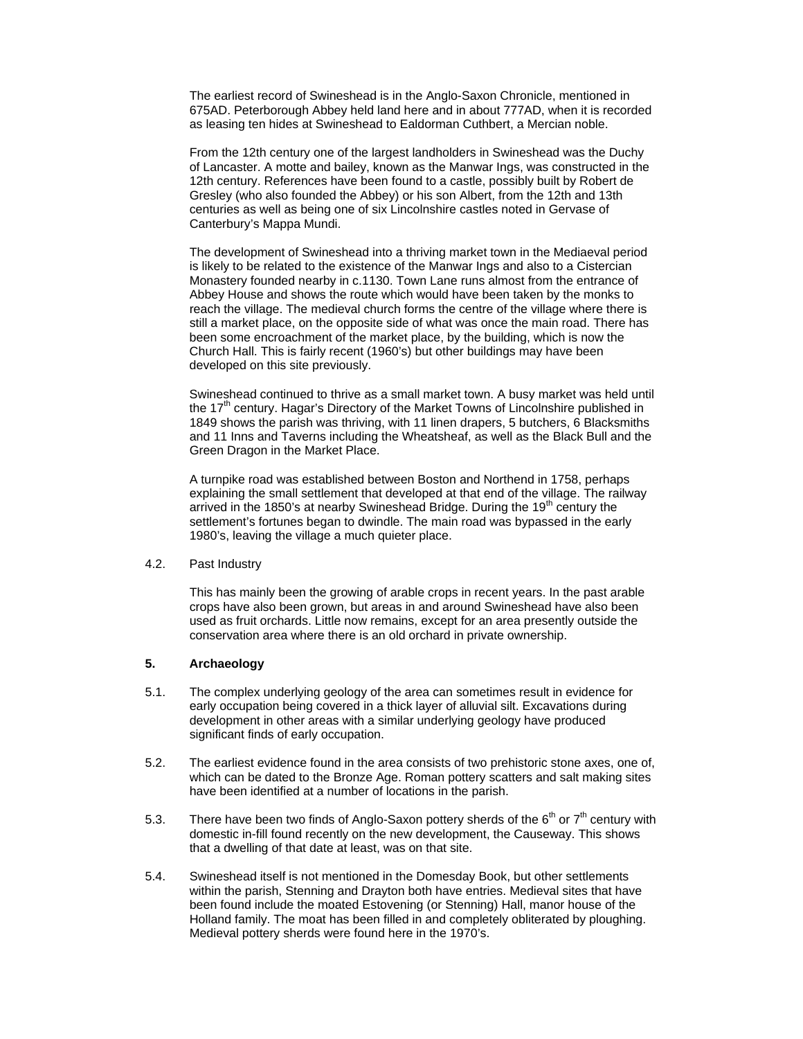The earliest record of Swineshead is in the Anglo-Saxon Chronicle, mentioned in 675AD. Peterborough Abbey held land here and in about 777AD, when it is recorded as leasing ten hides at Swineshead to Ealdorman Cuthbert, a Mercian noble.

From the 12th century one of the largest landholders in Swineshead was the Duchy of Lancaster. A motte and bailey, known as the Manwar Ings, was constructed in the 12th century. References have been found to a castle, possibly built by Robert de Gresley (who also founded the Abbey) or his son Albert, from the 12th and 13th centuries as well as being one of six Lincolnshire castles noted in Gervase of Canterbury's Mappa Mundi.

The development of Swineshead into a thriving market town in the Mediaeval period is likely to be related to the existence of the Manwar Ings and also to a Cistercian Monastery founded nearby in c.1130. Town Lane runs almost from the entrance of Abbey House and shows the route which would have been taken by the monks to reach the village. The medieval church forms the centre of the village where there is still a market place, on the opposite side of what was once the main road. There has been some encroachment of the market place, by the building, which is now the Church Hall. This is fairly recent (1960's) but other buildings may have been developed on this site previously.

Swineshead continued to thrive as a small market town. A busy market was held until the 17th century. Hagar's Directory of the Market Towns of Lincolnshire published in 1849 shows the parish was thriving, with 11 linen drapers, 5 butchers, 6 Blacksmiths and 11 Inns and Taverns including the Wheatsheaf, as well as the Black Bull and the Green Dragon in the Market Place.

A turnpike road was established between Boston and Northend in 1758, perhaps explaining the small settlement that developed at that end of the village. The railway arrived in the 1850's at nearby Swineshead Bridge. During the 19th century the settlement's fortunes began to dwindle. The main road was bypassed in the early 1980's, leaving the village a much quieter place.

4.2. Past Industry

This has mainly been the growing of arable crops in recent years. In the past arable crops have also been grown, but areas in and around Swineshead have also been used as fruit orchards. Little now remains, except for an area presently outside the conservation area where there is an old orchard in private ownership.

## 5. Archaeology

5.1. The complex underlying geology of the area can sometimes result in evidence for early occupation being covered in a thick layer of alluvial silt. Excavations during development in other areas with a similar underlying geology have produced significant finds of early occupation.

5.2. The earliest evidence found in the area consists of two prehistoric stone axes, one of, which can be dated to the Bronze Age. Roman pottery scatters and salt making sites have been identified at a number of locations in the parish.

5.3. There have been two finds of Anglo-Saxon pottery sherds of the 6th or 7th century with domestic in-fill found recently on the new development, the Causeway. This shows that a dwelling of that date at least, was on that site.

5.4. Swineshead itself is not mentioned in the Domesday Book, but other settlements within the parish, Stenning and Drayton both have entries. Medieval sites that have been found include the moated Estovening (or Stenning) Hall, manor house of the Holland family. The moat has been filled in and completely obliterated by ploughing. Medieval pottery sherds were found here in the 1970's.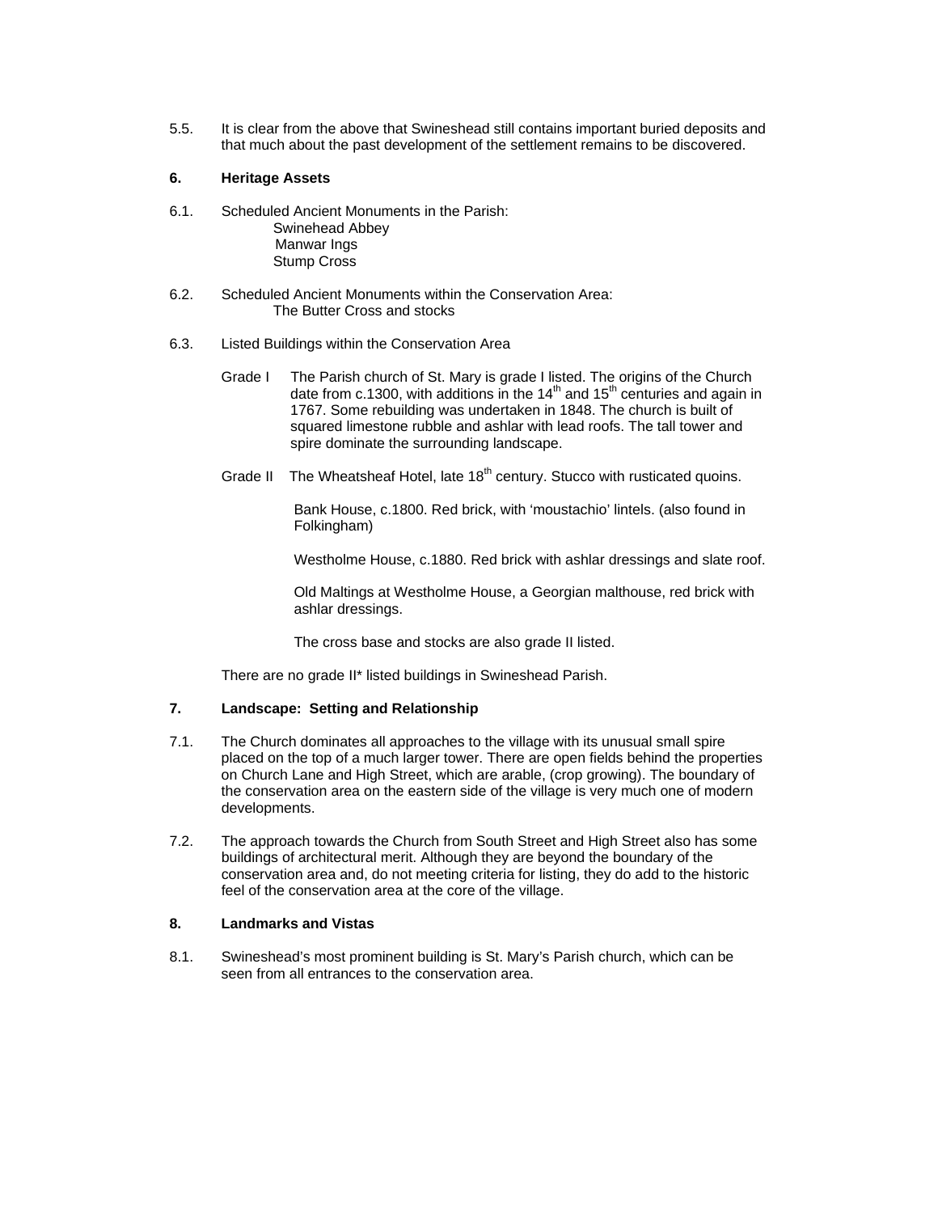5.5. It is clear from the above that Swineshead still contains important buried deposits and that much about the past development of the settlement remains to be discovered.

## 6. Heritage Assets

6.1. Scheduled Ancient Monuments in the Parish:

- Swinehead Abbey
- Manwar Ings
- Stump Cross

6.2. Scheduled Ancient Monuments within the Conservation Area:

- The Butter Cross and stocks

6.3. Listed Buildings within the Conservation Area

Grade I The Parish church of St. Mary is grade I listed. The origins of the Church date from c.1300, with additions in the 14th and 15th centuries and again in 1767. Some rebuilding was undertaken in 1848. The church is built of squared limestone rubble and ashlar with lead roofs. The tall tower and spire dominate the surrounding landscape.

Grade II The Wheatsheaf Hotel, late 18th century. Stucco with rusticated quoins.

Bank House, c.1800. Red brick, with 'moustachio' lintels. (also found in Folkingham)

Westholme House, c.1880. Red brick with ashlar dressings and slate roof.

Old Maltings at Westholme House, a Georgian malthouse, red brick with ashlar dressings.

The cross base and stocks are also grade II listed.

There are no grade II* listed buildings in Swineshead Parish.

## 7. Landscape: Setting and Relationship

7.1. The Church dominates all approaches to the village with its unusual small spire placed on the top of a much larger tower. There are open fields behind the properties on Church Lane and High Street, which are arable, (crop growing). The boundary of the conservation area on the eastern side of the village is very much one of modern developments.

7.2. The approach towards the Church from South Street and High Street also has some buildings of architectural merit. Although they are beyond the boundary of the conservation area and, do not meeting criteria for listing, they do add to the historic feel of the conservation area at the core of the village.

## 8. Landmarks and Vistas

8.1. Swineshead's most prominent building is St. Mary's Parish church, which can be seen from all entrances to the conservation area.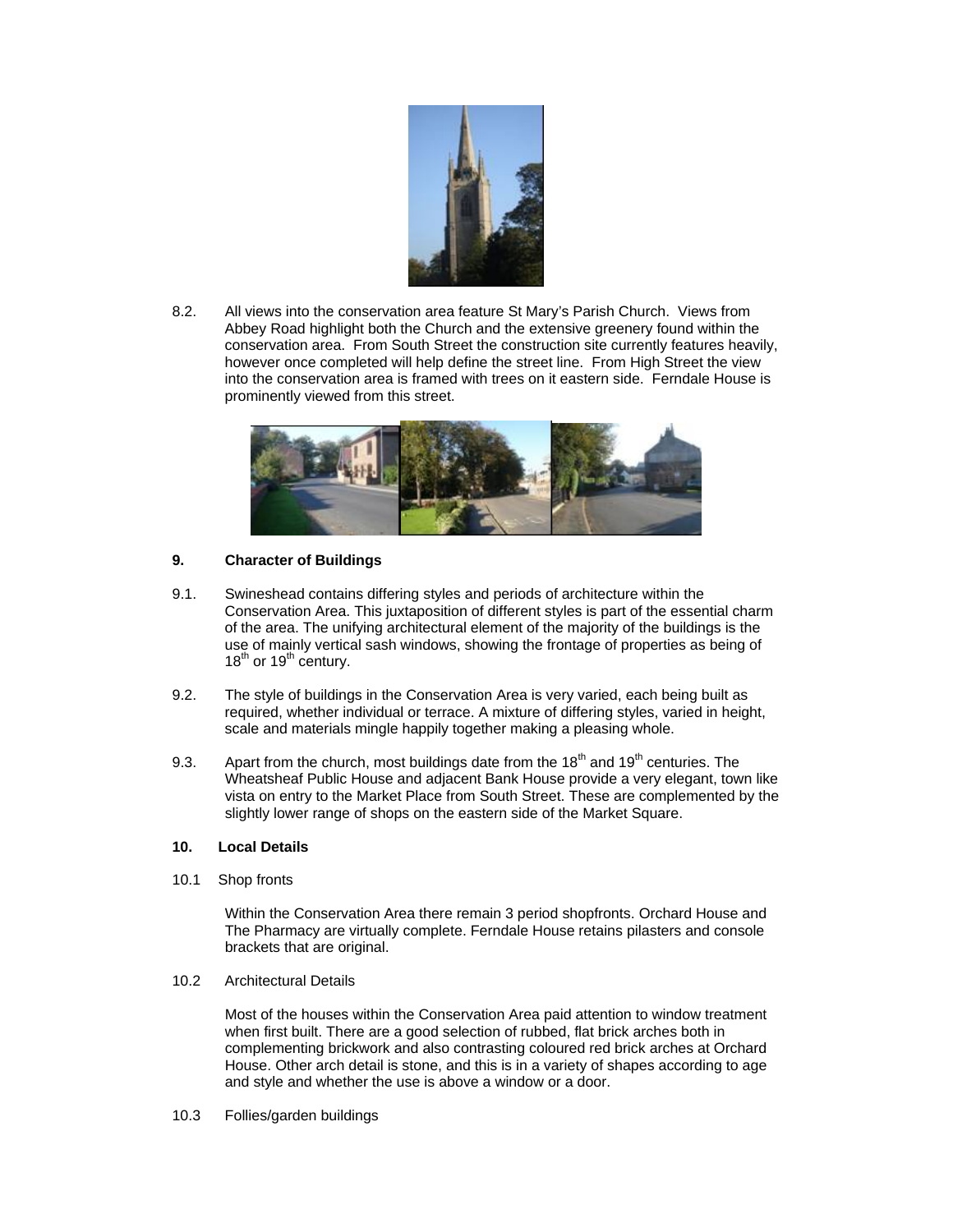8.2. All views into the conservation area feature St Mary's Parish Church. Views from Abbey Road highlight both the Church and the extensive greenery found within the conservation area. From South Street the construction site currently features heavily, however once completed will help define the street line. From High Street the view into the conservation area is framed with trees on it eastern side. Ferndale House is prominently viewed from this street.

## 9. Character of Buildings

9.1. Swineshead contains differing styles and periods of architecture within the Conservation Area. This juxtaposition of different styles is part of the essential charm of the area. The unifying architectural element of the majority of the buildings is the use of mainly vertical sash windows, showing the frontage of properties as being of 18th or 19th century.

9.2. The style of buildings in the Conservation Area is very varied, each being built as required, whether individual or terrace. A mixture of differing styles, varied in height, scale and materials mingle happily together making a pleasing whole.

9.3. Apart from the church, most buildings date from the 18th and 19th centuries. The Wheatsheaf Public House and adjacent Bank House provide a very elegant, town like vista on entry to the Market Place from South Street. These are complemented by the slightly lower range of shops on the eastern side of the Market Square.

## 10. Local Details

10.1 Shop fronts

Within the Conservation Area there remain 3 period shopfronts. Orchard House and The Pharmacy are virtually complete. Ferndale House retains pilasters and console brackets that are original.

10.2 Architectural Details

Most of the houses within the Conservation Area paid attention to window treatment when first built. There are a good selection of rubbed, flat brick arches both in complementing brickwork and also contrasting coloured red brick arches at Orchard House. Other arch detail is stone, and this is in a variety of shapes according to age and style and whether the use is above a window or a door.

10.3 Follies/garden buildings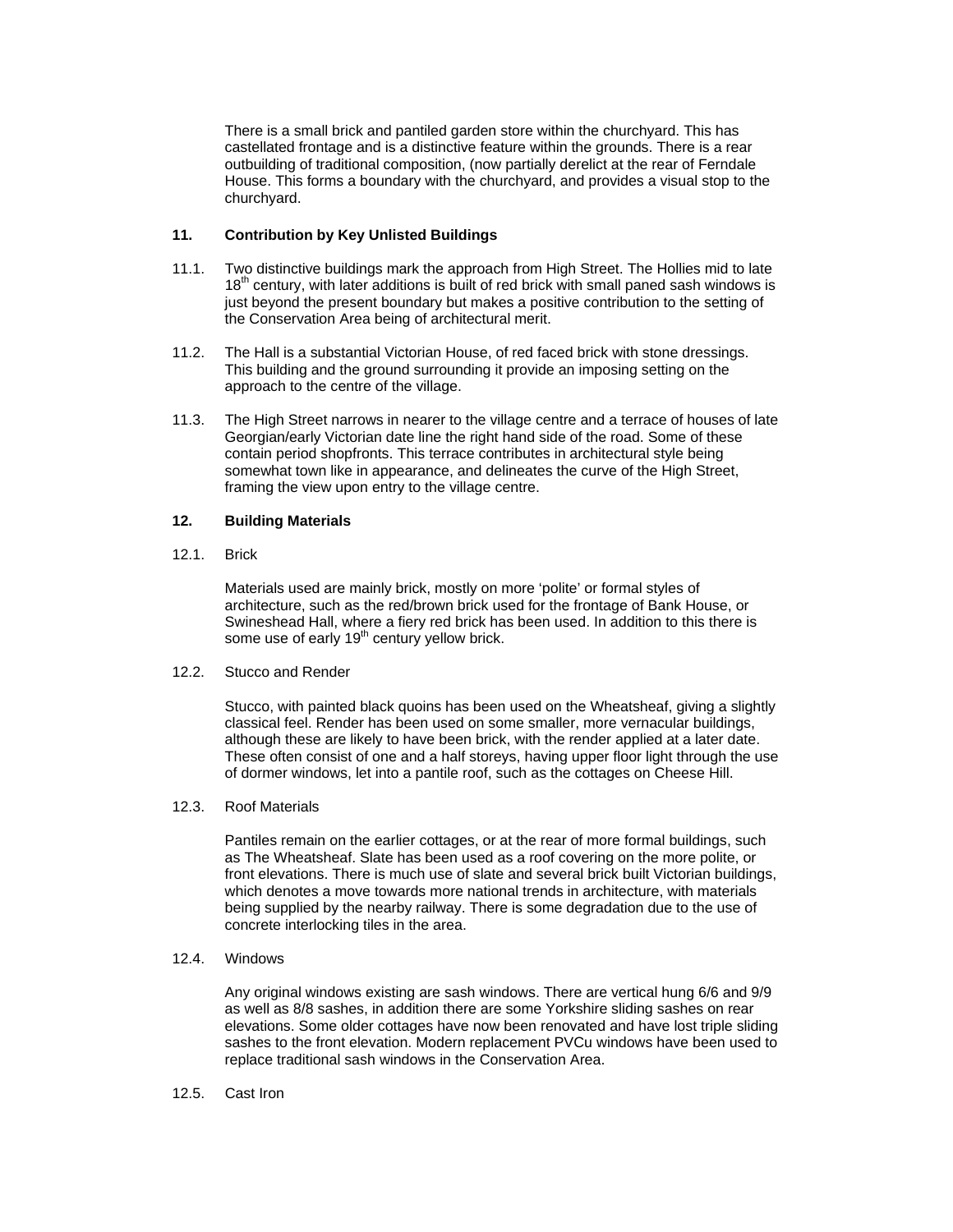There is a small brick and pantiled garden store within the churchyard. This has castellated frontage and is a distinctive feature within the grounds. There is a rear outbuilding of traditional composition, (now partially derelict at the rear of Ferndale House. This forms a boundary with the churchyard, and provides a visual stop to the churchyard.

## 11. Contribution by Key Unlisted Buildings

11.1. Two distinctive buildings mark the approach from High Street. The Hollies mid to late 18th century, with later additions is built of red brick with small paned sash windows is just beyond the present boundary but makes a positive contribution to the setting of the Conservation Area being of architectural merit.

11.2. The Hall is a substantial Victorian House, of red faced brick with stone dressings. This building and the ground surrounding it provide an imposing setting on the approach to the centre of the village.

11.3. The High Street narrows in nearer to the village centre and a terrace of houses of late Georgian/early Victorian date line the right hand side of the road. Some of these contain period shopfronts. This terrace contributes in architectural style being somewhat town like in appearance, and delineates the curve of the High Street, framing the view upon entry to the village centre.

## 12. Building Materials

12.1. Brick

Materials used are mainly brick, mostly on more 'polite' or formal styles of architecture, such as the red/brown brick used for the frontage of Bank House, or Swineshead Hall, where a fiery red brick has been used. In addition to this there is some use of early 19th century yellow brick.

12.2. Stucco and Render

Stucco, with painted black quoins has been used on the Wheatsheaf, giving a slightly classical feel. Render has been used on some smaller, more vernacular buildings, although these are likely to have been brick, with the render applied at a later date. These often consist of one and a half storeys, having upper floor light through the use of dormer windows, let into a pantile roof, such as the cottages on Cheese Hill.

12.3. Roof Materials

Pantiles remain on the earlier cottages, or at the rear of more formal buildings, such as The Wheatsheaf. Slate has been used as a roof covering on the more polite, or front elevations. There is much use of slate and several brick built Victorian buildings, which denotes a move towards more national trends in architecture, with materials being supplied by the nearby railway. There is some degradation due to the use of concrete interlocking tiles in the area.

12.4. Windows

Any original windows existing are sash windows. There are vertical hung 6/6 and 9/9 as well as 8/8 sashes, in addition there are some Yorkshire sliding sashes on rear elevations. Some older cottages have now been renovated and have lost triple sliding sashes to the front elevation. Modern replacement PVCu windows have been used to replace traditional sash windows in the Conservation Area.

12.5. Cast Iron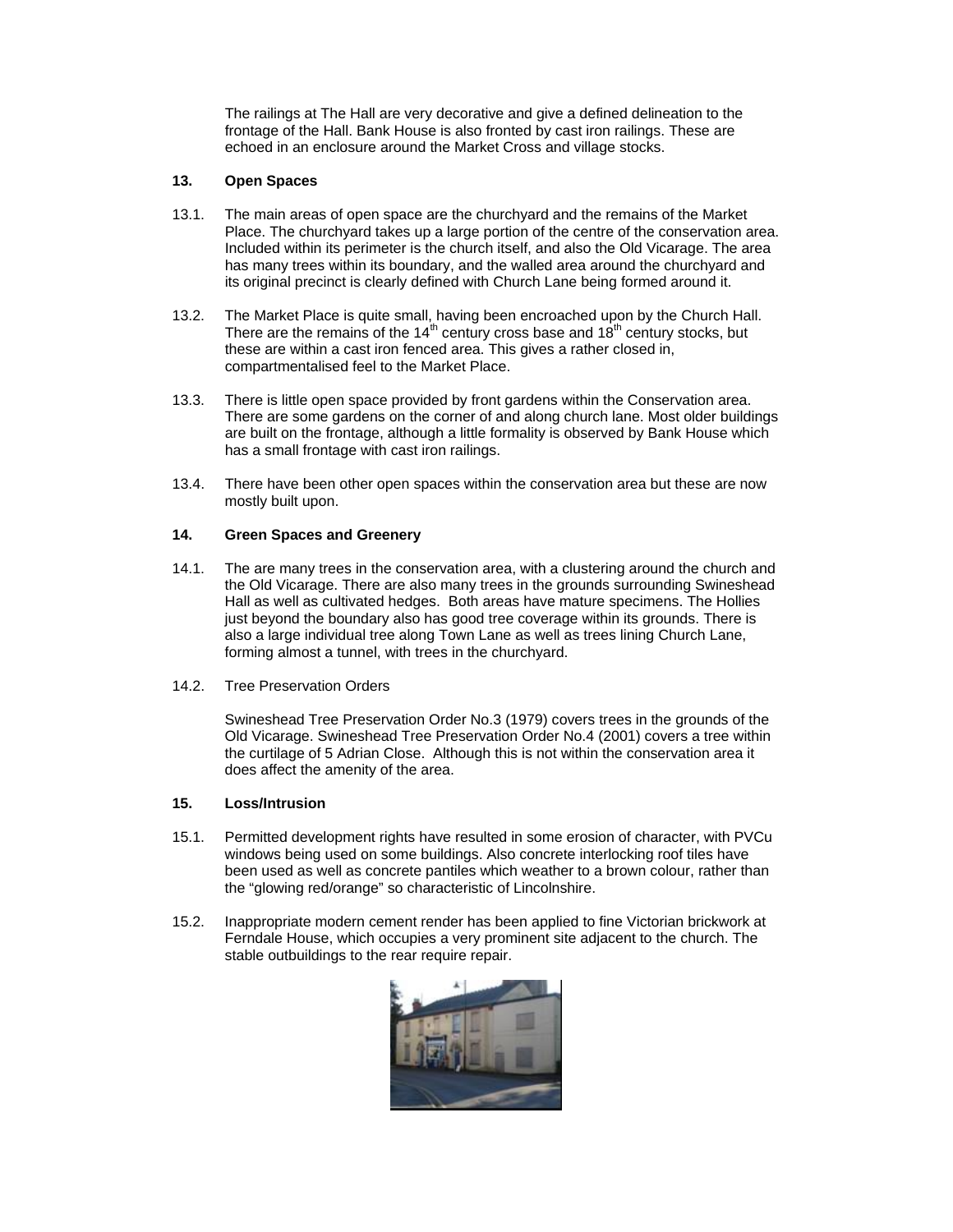The railings at The Hall are very decorative and give a defined delineation to the frontage of the Hall. Bank House is also fronted by cast iron railings. These are echoed in an enclosure around the Market Cross and village stocks.

**13. Open Spaces**

13.1. The main areas of open space are the churchyard and the remains of the Market Place. The churchyard takes up a large portion of the centre of the conservation area. Included within its perimeter is the church itself, and also the Old Vicarage. The area has many trees within its boundary, and the walled area around the churchyard and its original precinct is clearly defined with Church Lane being formed around it.

13.2. The Market Place is quite small, having been encroached upon by the Church Hall. There are the remains of the 14th century cross base and 18th century stocks, but these are within a cast iron fenced area. This gives a rather closed in, compartmentalised feel to the Market Place.

13.3. There is little open space provided by front gardens within the Conservation area. There are some gardens on the corner of and along church lane. Most older buildings are built on the frontage, although a little formality is observed by Bank House which has a small frontage with cast iron railings.

13.4. There have been other open spaces within the conservation area but these are now mostly built upon.

**14. Green Spaces and Greenery**

14.1. The are many trees in the conservation area, with a clustering around the church and the Old Vicarage. There are also many trees in the grounds surrounding Swineshead Hall as well as cultivated hedges. Both areas have mature specimens. The Hollies just beyond the boundary also has good tree coverage within its grounds. There is also a large individual tree along Town Lane as well as trees lining Church Lane, forming almost a tunnel, with trees in the churchyard.

14.2. Tree Preservation Orders

Swineshead Tree Preservation Order No.3 (1979) covers trees in the grounds of the Old Vicarage. Swineshead Tree Preservation Order No.4 (2001) covers a tree within the curtilage of 5 Adrian Close. Although this is not within the conservation area it does affect the amenity of the area.

**15. Loss/Intrusion**

15.1. Permitted development rights have resulted in some erosion of character, with PVCu windows being used on some buildings. Also concrete interlocking roof tiles have been used as well as concrete pantiles which weather to a brown colour, rather than the "glowing red/orange" so characteristic of Lincolnshire.

15.2. Inappropriate modern cement render has been applied to fine Victorian brickwork at Ferndale House, which occupies a very prominent site adjacent to the church. The stable outbuildings to the rear require repair.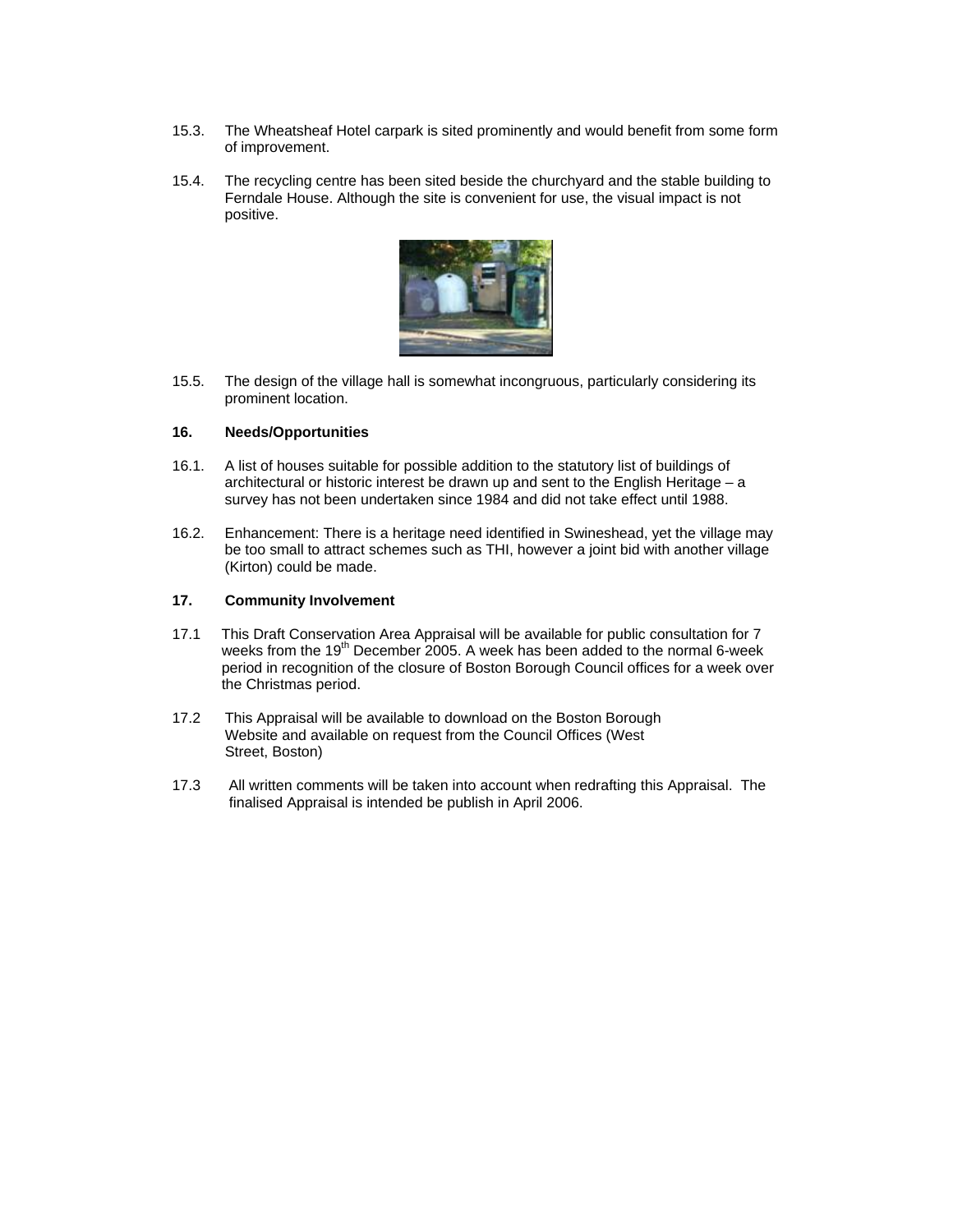15.3. The Wheatsheaf Hotel carpark is sited prominently and would benefit from some form of improvement.

15.4. The recycling centre has been sited beside the churchyard and the stable building to Ferndale House. Although the site is convenient for use, the visual impact is not positive.

15.5. The design of the village hall is somewhat incongruous, particularly considering its prominent location.

## 16. Needs/Opportunities

16.1. A list of houses suitable for possible addition to the statutory list of buildings of architectural or historic interest be drawn up and sent to the English Heritage – a survey has not been undertaken since 1984 and did not take effect until 1988.

16.2. Enhancement: There is a heritage need identified in Swineshead, yet the village may be too small to attract schemes such as THI, however a joint bid with another village (Kirton) could be made.

## 17. Community Involvement

17.1 This Draft Conservation Area Appraisal will be available for public consultation for 7 weeks from the 19th December 2005. A week has been added to the normal 6-week period in recognition of the closure of Boston Borough Council offices for a week over the Christmas period.

17.2 This Appraisal will be available to download on the Boston Borough Website and available on request from the Council Offices (West Street, Boston)

17.3 All written comments will be taken into account when redrafting this Appraisal. The finalised Appraisal is intended be publish in April 2006.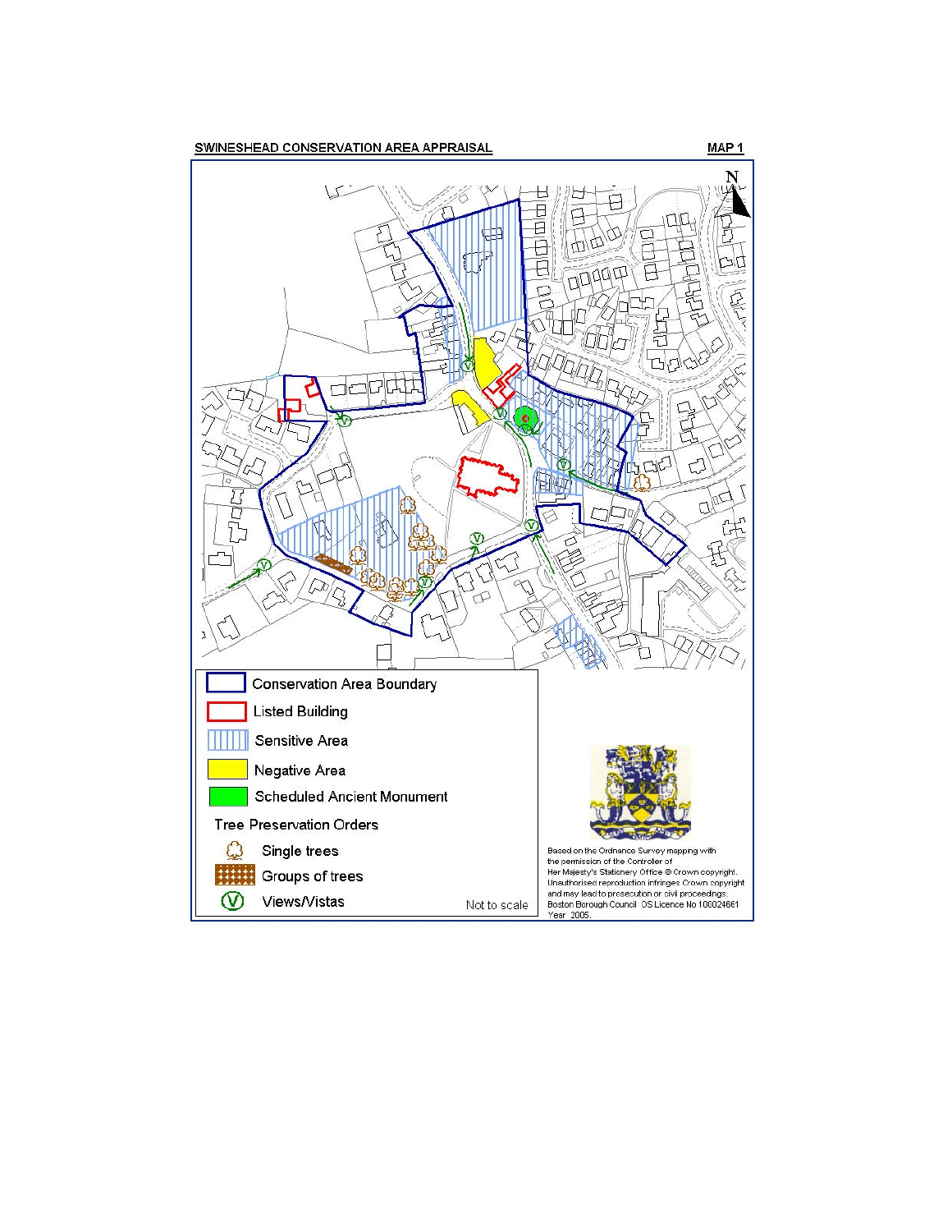SWINESHEAD CONSERVATION AREA APPRAISAL

MAP 1

N

Conservation Area Boundary

Listed Building

Sensitive Area

Negative Area

Scheduled Ancient Monument

Tree Preservation Orders

Single trees

Groups of trees

Views/Vistas

Not to scale

Based on the Ordnance Survey mapping with the permission of the Controller of Her Majesty's Stationery Office © Crown copyright. Unauthorised reproduction infringes Crown copyright and may lead to prosecution or civil proceedings. Boston Borough Council OS Licence No 100024661 Year 2005.